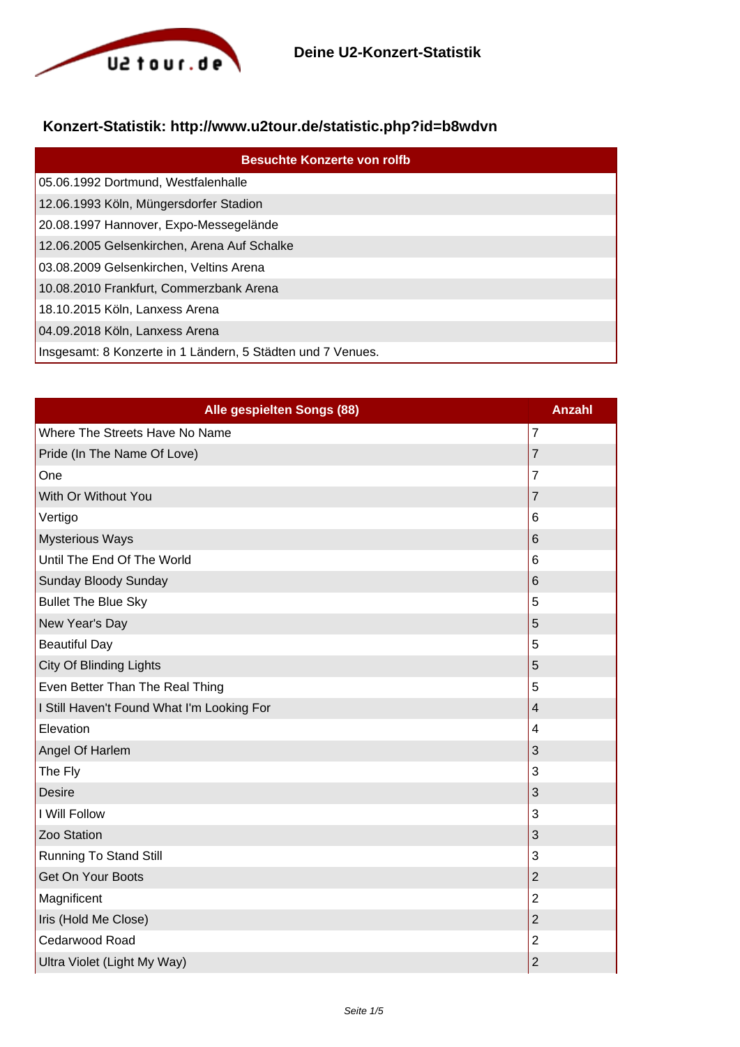U2tour.de

**Deine U2-Konzert-Statistik**

## Konzert-Statistik: http://www.u2tour.de/statistic.php?id=b8wdvn

| Besuchte Konzerte von rolfb |
|---|
| 05.06.1992 Dortmund, Westfalenhalle |
| 12.06.1993 Köln, Müngersdorfer Stadion |
| 20.08.1997 Hannover, Expo-Messegelände |
| 12.06.2005 Gelsenkirchen, Arena Auf Schalke |
| 03.08.2009 Gelsenkirchen, Veltins Arena |
| 10.08.2010 Frankfurt, Commerzbank Arena |
| 18.10.2015 Köln, Lanxess Arena |
| 04.09.2018 Köln, Lanxess Arena |
| Insgesamt: 8 Konzerte in 1 Ländern, 5 Städten und 7 Venues. |

| Alle gespielten Songs (88) | Anzahl |
|---|---|
| Where The Streets Have No Name | 7 |
| Pride (In The Name Of Love) | 7 |
| One | 7 |
| With Or Without You | 7 |
| Vertigo | 6 |
| Mysterious Ways | 6 |
| Until The End Of The World | 6 |
| Sunday Bloody Sunday | 6 |
| Bullet The Blue Sky | 5 |
| New Year's Day | 5 |
| Beautiful Day | 5 |
| City Of Blinding Lights | 5 |
| Even Better Than The Real Thing | 5 |
| I Still Haven't Found What I'm Looking For | 4 |
| Elevation | 4 |
| Angel Of Harlem | 3 |
| The Fly | 3 |
| Desire | 3 |
| I Will Follow | 3 |
| Zoo Station | 3 |
| Running To Stand Still | 3 |
| Get On Your Boots | 2 |
| Magnificent | 2 |
| Iris (Hold Me Close) | 2 |
| Cedarwood Road | 2 |
| Ultra Violet (Light My Way) | 2 |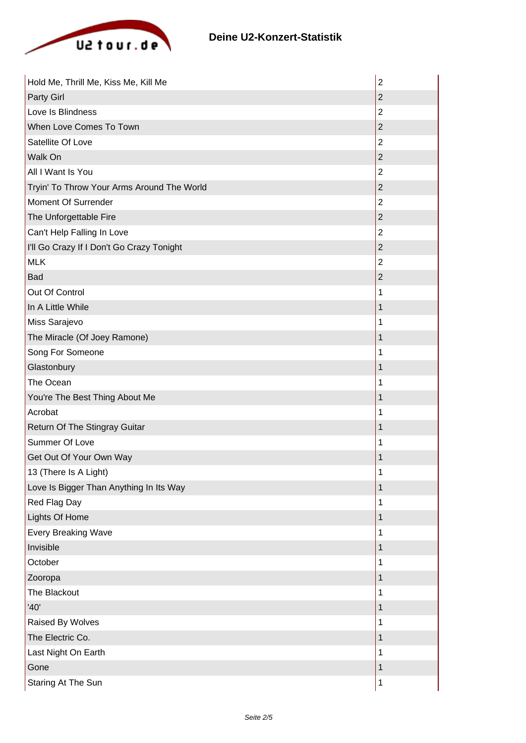| Hold Me, Thrill Me, Kiss Me, Kill Me | 2 |
|---|---|
| Party Girl | 2 |
| Love Is Blindness | 2 |
| When Love Comes To Town | 2 |
| Satellite Of Love | 2 |
| Walk On | 2 |
| All I Want Is You | 2 |
| Tryin' To Throw Your Arms Around The World | 2 |
| Moment Of Surrender | 2 |
| The Unforgettable Fire | 2 |
| Can't Help Falling In Love | 2 |
| I'll Go Crazy If I Don't Go Crazy Tonight | 2 |
| MLK | 2 |
| Bad | 2 |
| Out Of Control | 1 |
| In A Little While | 1 |
| Miss Sarajevo | 1 |
| The Miracle (Of Joey Ramone) | 1 |
| Song For Someone | 1 |
| Glastonbury | 1 |
| The Ocean | 1 |
| You're The Best Thing About Me | 1 |
| Acrobat | 1 |
| Return Of The Stingray Guitar | 1 |
| Summer Of Love | 1 |
| Get Out Of Your Own Way | 1 |
| 13 (There Is A Light) | 1 |
| Love Is Bigger Than Anything In Its Way | 1 |
| Red Flag Day | 1 |
| Lights Of Home | 1 |
| Every Breaking Wave | 1 |
| Invisible | 1 |
| October | 1 |
| Zooropa | 1 |
| The Blackout | 1 |
| '40' | 1 |
| Raised By Wolves | 1 |
| The Electric Co. | 1 |
| Last Night On Earth | 1 |
| Gone | 1 |
| Staring At The Sun | 1 |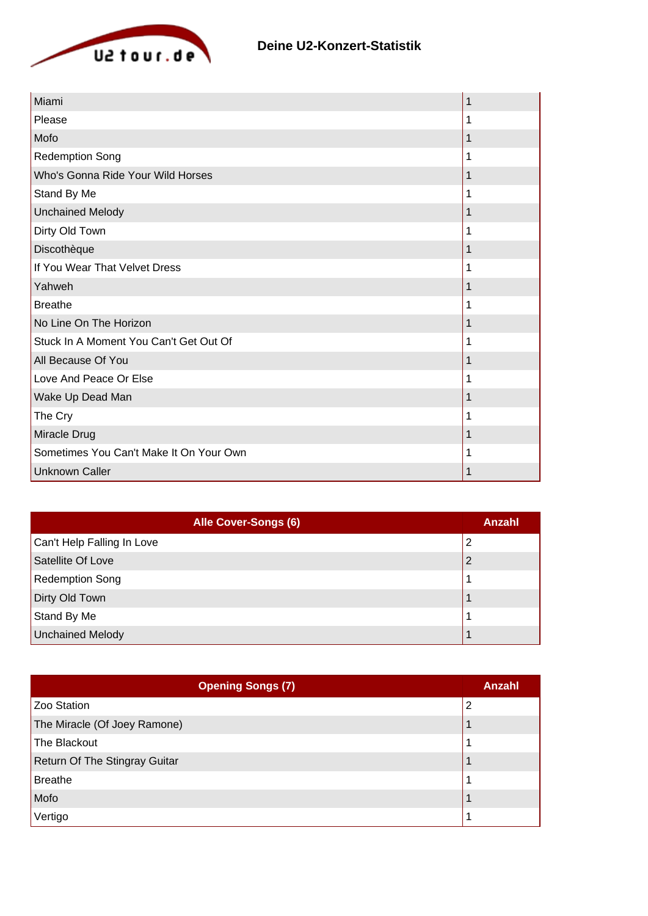# Deine U2-Konzert-Statistik

| | |
|---|---|
| Miami | 1 |
| Please | 1 |
| Mofo | 1 |
| Redemption Song | 1 |
| Who's Gonna Ride Your Wild Horses | 1 |
| Stand By Me | 1 |
| Unchained Melody | 1 |
| Dirty Old Town | 1 |
| Discothèque | 1 |
| If You Wear That Velvet Dress | 1 |
| Yahweh | 1 |
| Breathe | 1 |
| No Line On The Horizon | 1 |
| Stuck In A Moment You Can't Get Out Of | 1 |
| All Because Of You | 1 |
| Love And Peace Or Else | 1 |
| Wake Up Dead Man | 1 |
| The Cry | 1 |
| Miracle Drug | 1 |
| Sometimes You Can't Make It On Your Own | 1 |
| Unknown Caller | 1 |

| Alle Cover-Songs (6) | Anzahl |
|---|---|
| Can't Help Falling In Love | 2 |
| Satellite Of Love | 2 |
| Redemption Song | 1 |
| Dirty Old Town | 1 |
| Stand By Me | 1 |
| Unchained Melody | 1 |

| Opening Songs (7) | Anzahl |
|---|---|
| Zoo Station | 2 |
| The Miracle (Of Joey Ramone) | 1 |
| The Blackout | 1 |
| Return Of The Stingray Guitar | 1 |
| Breathe | 1 |
| Mofo | 1 |
| Vertigo | 1 |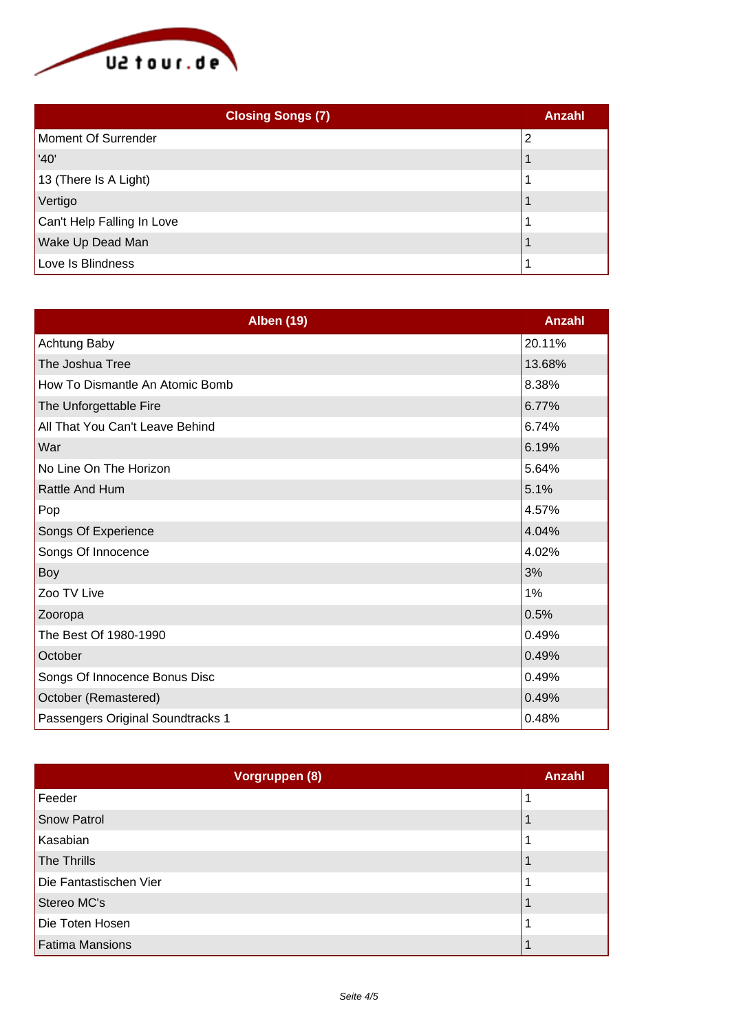| Closing Songs (7) | Anzahl |
|---|---|
| Moment Of Surrender | 2 |
| '40' | 1 |
| 13 (There Is A Light) | 1 |
| Vertigo | 1 |
| Can't Help Falling In Love | 1 |
| Wake Up Dead Man | 1 |
| Love Is Blindness | 1 |

| Alben (19) | Anzahl |
|---|---|
| Achtung Baby | 20.11% |
| The Joshua Tree | 13.68% |
| How To Dismantle An Atomic Bomb | 8.38% |
| The Unforgettable Fire | 6.77% |
| All That You Can't Leave Behind | 6.74% |
| War | 6.19% |
| No Line On The Horizon | 5.64% |
| Rattle And Hum | 5.1% |
| Pop | 4.57% |
| Songs Of Experience | 4.04% |
| Songs Of Innocence | 4.02% |
| Boy | 3% |
| Zoo TV Live | 1% |
| Zooropa | 0.5% |
| The Best Of 1980-1990 | 0.49% |
| October | 0.49% |
| Songs Of Innocence Bonus Disc | 0.49% |
| October (Remastered) | 0.49% |
| Passengers Original Soundtracks 1 | 0.48% |

| Vorgruppen (8) | Anzahl |
|---|---|
| Feeder | 1 |
| Snow Patrol | 1 |
| Kasabian | 1 |
| The Thrills | 1 |
| Die Fantastischen Vier | 1 |
| Stereo MC's | 1 |
| Die Toten Hosen | 1 |
| Fatima Mansions | 1 |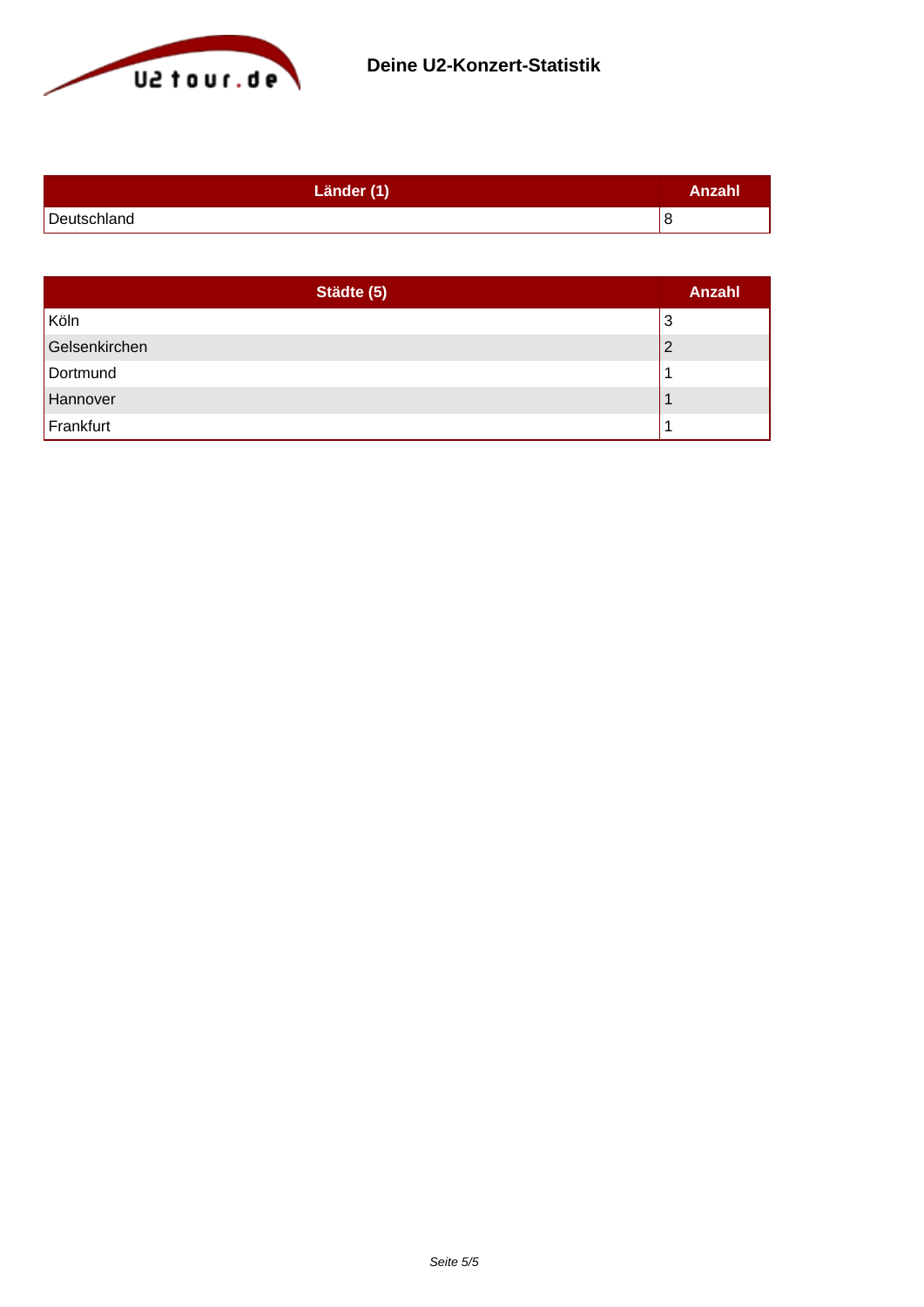# Deine U2-Konzert-Statistik

| Länder (1) | Anzahl |
|---|---|
| Deutschland | 8 |

| Städte (5) | Anzahl |
|---|---|
| Köln | 3 |
| Gelsenkirchen | 2 |
| Dortmund | 1 |
| Hannover | 1 |
| Frankfurt | 1 |